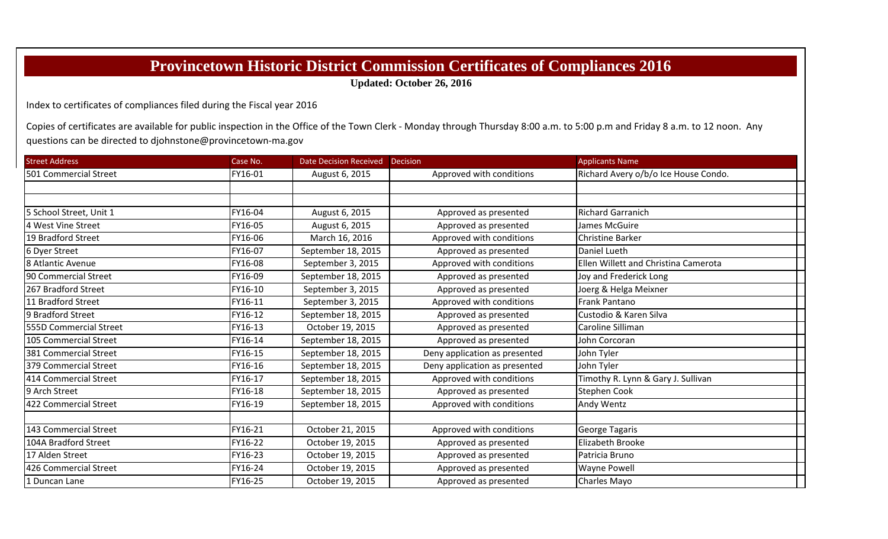# Provincetown Historic District Commission Certificates of Compliances 2016

**Updated: October 26, 2016**

Index to certificates of compliances filed during the Fiscal year 2016

Copies of certificates are available for public inspection in the Office of the Town Clerk - Monday through Thursday 8:00 a.m. to 5:00 p.m and Friday 8 a.m. to 12 noon. Any questions can be directed to djohnstone@provincetown-ma.gov

| Street Address | Case No. | Date Decision Received | Decision | Applicants Name |
|---|---|---|---|---|
| 501 Commercial Street | FY16-01 | August 6, 2015 | Approved with conditions | Richard Avery o/b/o Ice House Condo. |
| | | | | |
| | | | | |
| 5 School Street, Unit 1 | FY16-04 | August 6, 2015 | Approved as presented | Richard Garranich |
| 4 West Vine Street | FY16-05 | August 6, 2015 | Approved as presented | James McGuire |
| 19 Bradford Street | FY16-06 | March 16, 2016 | Approved with conditions | Christine Barker |
| 6 Dyer Street | FY16-07 | September 18, 2015 | Approved as presented | Daniel Lueth |
| 8 Atlantic Avenue | FY16-08 | September 3, 2015 | Approved with conditions | Ellen Willett and Christina Camerota |
| 90 Commercial Street | FY16-09 | September 18, 2015 | Approved as presented | Joy and Frederick Long |
| 267 Bradford Street | FY16-10 | September 3, 2015 | Approved as presented | Joerg & Helga Meixner |
| 11 Bradford Street | FY16-11 | September 3, 2015 | Approved with conditions | Frank Pantano |
| 9 Bradford Street | FY16-12 | September 18, 2015 | Approved as presented | Custodio & Karen Silva |
| 555D Commercial Street | FY16-13 | October 19, 2015 | Approved as presented | Caroline Silliman |
| 105 Commercial Street | FY16-14 | September 18, 2015 | Approved as presented | John Corcoran |
| 381 Commercial Street | FY16-15 | September 18, 2015 | Deny application as presented | John Tyler |
| 379 Commercial Street | FY16-16 | September 18, 2015 | Deny application as presented | John Tyler |
| 414 Commercial Street | FY16-17 | September 18, 2015 | Approved with conditions | Timothy R. Lynn & Gary J. Sullivan |
| 9 Arch Street | FY16-18 | September 18, 2015 | Approved as presented | Stephen Cook |
| 422 Commercial Street | FY16-19 | September 18, 2015 | Approved with conditions | Andy Wentz |
| | | | | |
| 143 Commercial Street | FY16-21 | October 21, 2015 | Approved with conditions | George Tagaris |
| 104A Bradford Street | FY16-22 | October 19, 2015 | Approved as presented | Elizabeth Brooke |
| 17 Alden Street | FY16-23 | October 19, 2015 | Approved as presented | Patricia Bruno |
| 426 Commercial Street | FY16-24 | October 19, 2015 | Approved as presented | Wayne Powell |
| 1 Duncan Lane | FY16-25 | October 19, 2015 | Approved as presented | Charles Mayo |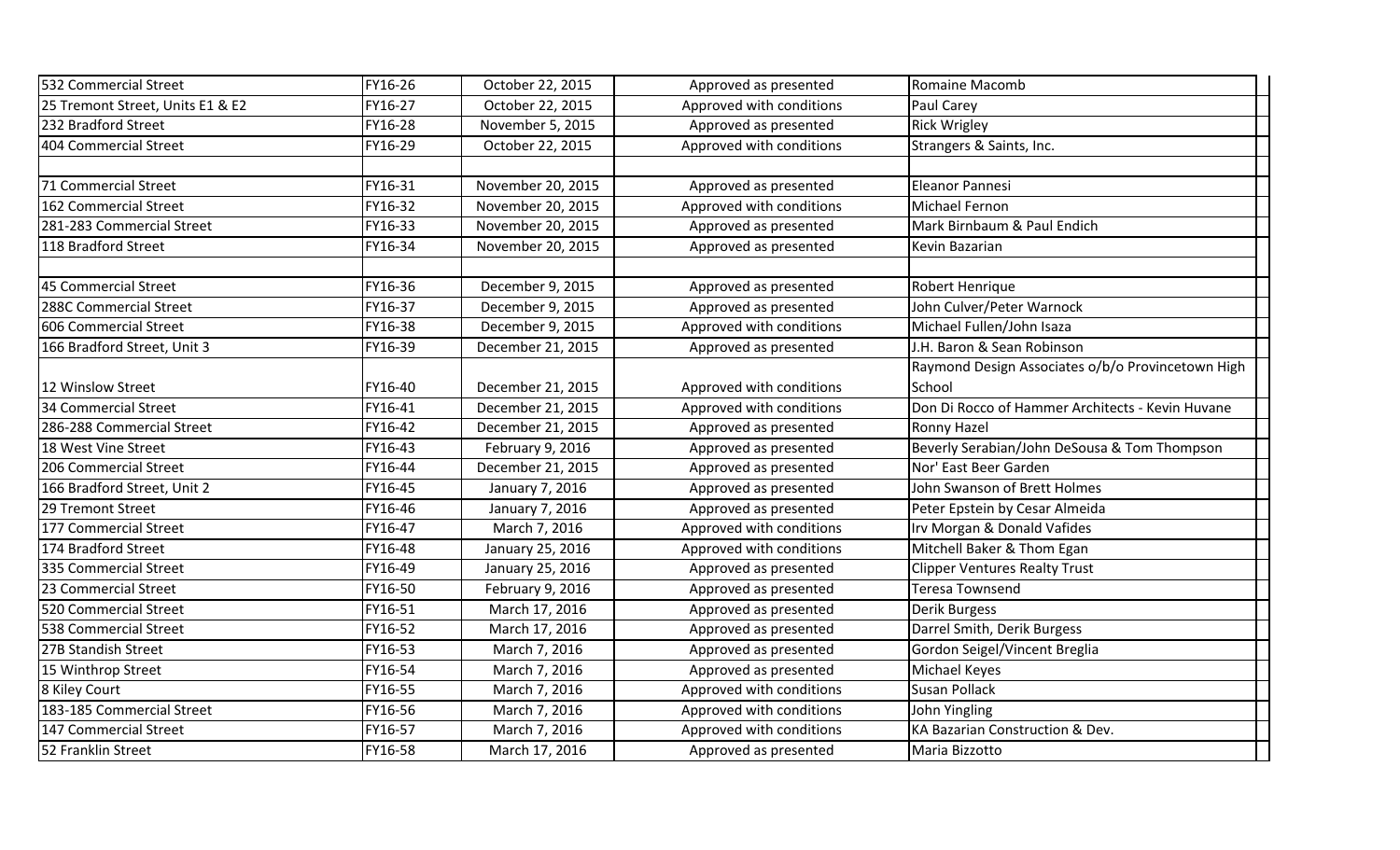| | | | | |
|---|---|---|---|---|
| 532 Commercial Street | FY16-26 | October 22, 2015 | Approved as presented | Romaine Macomb |
| 25 Tremont Street, Units E1 & E2 | FY16-27 | October 22, 2015 | Approved with conditions | Paul Carey |
| 232 Bradford Street | FY16-28 | November 5, 2015 | Approved as presented | Rick Wrigley |
| 404 Commercial Street | FY16-29 | October 22, 2015 | Approved with conditions | Strangers & Saints, Inc. |
| | | | | |
| 71 Commercial Street | FY16-31 | November 20, 2015 | Approved as presented | Eleanor Pannesi |
| 162 Commercial Street | FY16-32 | November 20, 2015 | Approved with conditions | Michael Fernon |
| 281-283 Commercial Street | FY16-33 | November 20, 2015 | Approved as presented | Mark Birnbaum & Paul Endich |
| 118 Bradford Street | FY16-34 | November 20, 2015 | Approved as presented | Kevin Bazarian |
| | | | | |
| 45 Commercial Street | FY16-36 | December 9, 2015 | Approved as presented | Robert Henrique |
| 288C Commercial Street | FY16-37 | December 9, 2015 | Approved as presented | John Culver/Peter Warnock |
| 606 Commercial Street | FY16-38 | December 9, 2015 | Approved with conditions | Michael Fullen/John Isaza |
| 166 Bradford Street, Unit 3 | FY16-39 | December 21, 2015 | Approved as presented | J.H. Baron & Sean Robinson |
| 12 Winslow Street | FY16-40 | December 21, 2015 | Approved with conditions | Raymond Design Associates o/b/o Provincetown High School |
| 34 Commercial Street | FY16-41 | December 21, 2015 | Approved with conditions | Don Di Rocco of Hammer Architects - Kevin Huvane |
| 286-288 Commercial Street | FY16-42 | December 21, 2015 | Approved as presented | Ronny Hazel |
| 18 West Vine Street | FY16-43 | February 9, 2016 | Approved as presented | Beverly Serabian/John DeSousa & Tom Thompson |
| 206 Commercial Street | FY16-44 | December 21, 2015 | Approved as presented | Nor' East Beer Garden |
| 166 Bradford Street, Unit 2 | FY16-45 | January 7, 2016 | Approved as presented | John Swanson of Brett Holmes |
| 29 Tremont Street | FY16-46 | January 7, 2016 | Approved as presented | Peter Epstein by Cesar Almeida |
| 177 Commercial Street | FY16-47 | March 7, 2016 | Approved with conditions | Irv Morgan & Donald Vafides |
| 174 Bradford Street | FY16-48 | January 25, 2016 | Approved with conditions | Mitchell Baker & Thom Egan |
| 335 Commercial Street | FY16-49 | January 25, 2016 | Approved as presented | Clipper Ventures Realty Trust |
| 23 Commercial Street | FY16-50 | February 9, 2016 | Approved as presented | Teresa Townsend |
| 520 Commercial Street | FY16-51 | March 17, 2016 | Approved as presented | Derik Burgess |
| 538 Commercial Street | FY16-52 | March 17, 2016 | Approved as presented | Darrel Smith, Derik Burgess |
| 27B Standish Street | FY16-53 | March 7, 2016 | Approved as presented | Gordon Seigel/Vincent Breglia |
| 15 Winthrop Street | FY16-54 | March 7, 2016 | Approved as presented | Michael Keyes |
| 8 Kiley Court | FY16-55 | March 7, 2016 | Approved with conditions | Susan Pollack |
| 183-185 Commercial Street | FY16-56 | March 7, 2016 | Approved with conditions | John Yingling |
| 147 Commercial Street | FY16-57 | March 7, 2016 | Approved with conditions | KA Bazarian Construction & Dev. |
| 52 Franklin Street | FY16-58 | March 17, 2016 | Approved as presented | Maria Bizzotto |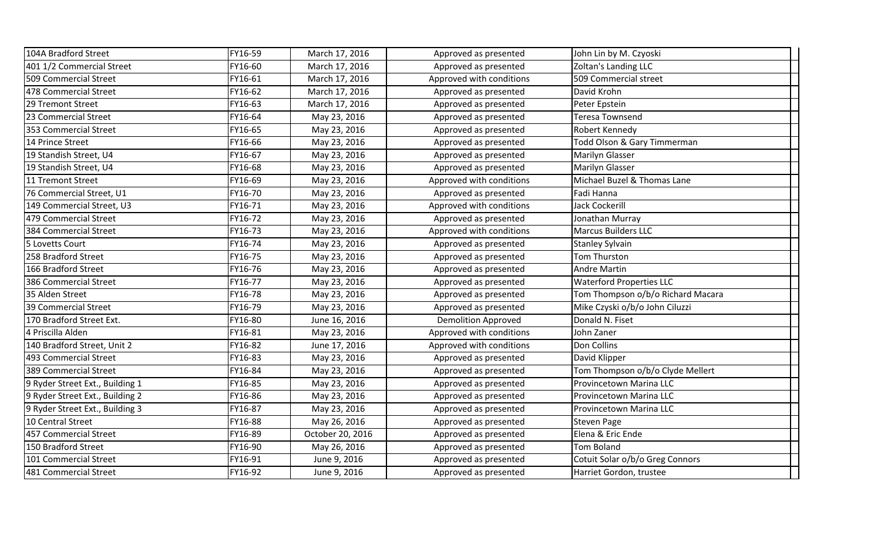| | | | | |
|---|---|---|---|---|
| 104A Bradford Street | FY16-59 | March 17, 2016 | Approved as presented | John Lin by M. Czyoski |
| 401 1/2 Commercial Street | FY16-60 | March 17, 2016 | Approved as presented | Zoltan's Landing LLC |
| 509 Commercial Street | FY16-61 | March 17, 2016 | Approved with conditions | 509 Commercial street |
| 478 Commercial Street | FY16-62 | March 17, 2016 | Approved as presented | David Krohn |
| 29 Tremont Street | FY16-63 | March 17, 2016 | Approved as presented | Peter Epstein |
| 23 Commercial Street | FY16-64 | May 23, 2016 | Approved as presented | Teresa Townsend |
| 353 Commercial Street | FY16-65 | May 23, 2016 | Approved as presented | Robert Kennedy |
| 14 Prince Street | FY16-66 | May 23, 2016 | Approved as presented | Todd Olson & Gary Timmerman |
| 19 Standish Street, U4 | FY16-67 | May 23, 2016 | Approved as presented | Marilyn Glasser |
| 19 Standish Street, U4 | FY16-68 | May 23, 2016 | Approved as presented | Marilyn Glasser |
| 11 Tremont Street | FY16-69 | May 23, 2016 | Approved with conditions | Michael Buzel & Thomas Lane |
| 76 Commercial Street, U1 | FY16-70 | May 23, 2016 | Approved as presented | Fadi Hanna |
| 149 Commercial Street, U3 | FY16-71 | May 23, 2016 | Approved with conditions | Jack Cockerill |
| 479 Commercial Street | FY16-72 | May 23, 2016 | Approved as presented | Jonathan Murray |
| 384 Commercial Street | FY16-73 | May 23, 2016 | Approved with conditions | Marcus Builders LLC |
| 5 Lovetts Court | FY16-74 | May 23, 2016 | Approved as presented | Stanley Sylvain |
| 258 Bradford Street | FY16-75 | May 23, 2016 | Approved as presented | Tom Thurston |
| 166 Bradford Street | FY16-76 | May 23, 2016 | Approved as presented | Andre Martin |
| 386 Commercial Street | FY16-77 | May 23, 2016 | Approved as presented | Waterford Properties LLC |
| 35 Alden Street | FY16-78 | May 23, 2016 | Approved as presented | Tom Thompson o/b/o Richard Macara |
| 39 Commercial Street | FY16-79 | May 23, 2016 | Approved as presented | Mike Czyski o/b/o John Ciluzzi |
| 170 Bradford Street Ext. | FY16-80 | June 16, 2016 | Demolition Approved | Donald N. Fiset |
| 4 Priscilla Alden | FY16-81 | May 23, 2016 | Approved with conditions | John Zaner |
| 140 Bradford Street, Unit 2 | FY16-82 | June 17, 2016 | Approved with conditions | Don Collins |
| 493 Commercial Street | FY16-83 | May 23, 2016 | Approved as presented | David Klipper |
| 389 Commercial Street | FY16-84 | May 23, 2016 | Approved as presented | Tom Thompson o/b/o Clyde Mellert |
| 9 Ryder Street Ext., Building 1 | FY16-85 | May 23, 2016 | Approved as presented | Provincetown Marina LLC |
| 9 Ryder Street Ext., Building 2 | FY16-86 | May 23, 2016 | Approved as presented | Provincetown Marina LLC |
| 9 Ryder Street Ext., Building 3 | FY16-87 | May 23, 2016 | Approved as presented | Provincetown Marina LLC |
| 10 Central Street | FY16-88 | May 26, 2016 | Approved as presented | Steven Page |
| 457 Commercial Street | FY16-89 | October 20, 2016 | Approved as presented | Elena & Eric Ende |
| 150 Bradford Street | FY16-90 | May 26, 2016 | Approved as presented | Tom Boland |
| 101 Commercial Street | FY16-91 | June 9, 2016 | Approved as presented | Cotuit Solar o/b/o Greg Connors |
| 481 Commercial Street | FY16-92 | June 9, 2016 | Approved as presented | Harriet Gordon, trustee |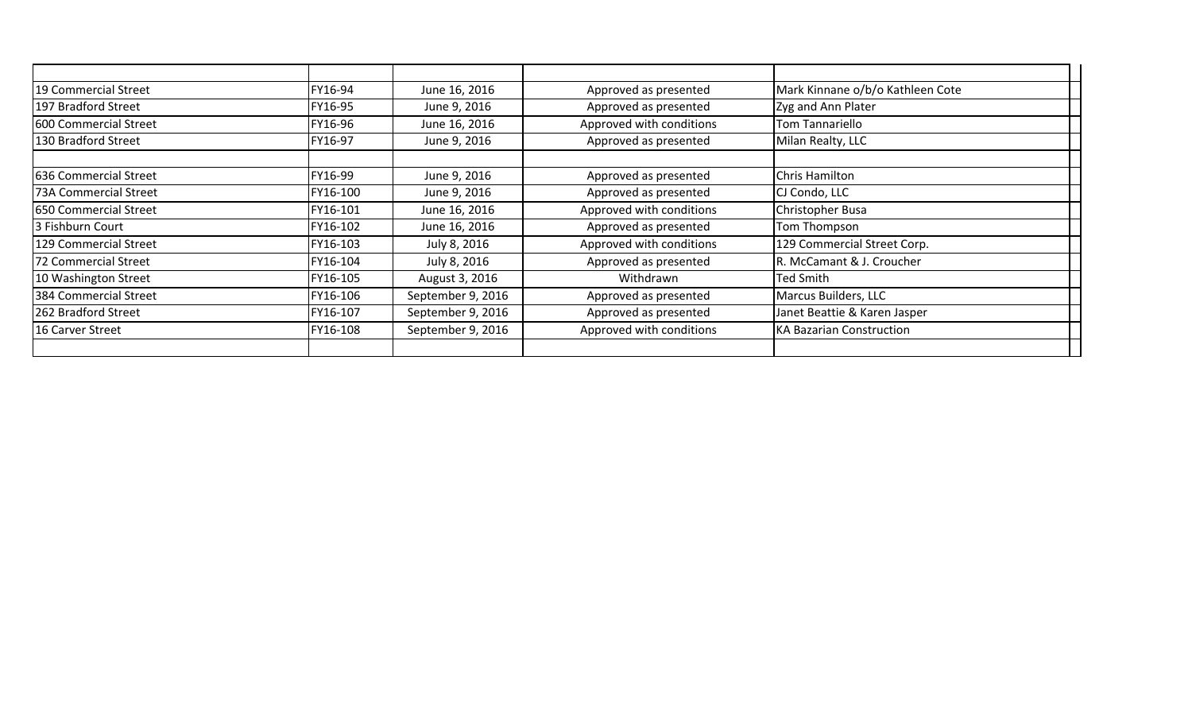| | | | | |
|---|---|---|---|---|
| 19 Commercial Street | FY16-94 | June 16, 2016 | Approved as presented | Mark Kinnane o/b/o Kathleen Cote |
| 197 Bradford Street | FY16-95 | June 9, 2016 | Approved as presented | Zyg and Ann Plater |
| 600 Commercial Street | FY16-96 | June 16, 2016 | Approved with conditions | Tom Tannariello |
| 130 Bradford Street | FY16-97 | June 9, 2016 | Approved as presented | Milan Realty, LLC |
| | | | | |
| 636 Commercial Street | FY16-99 | June 9, 2016 | Approved as presented | Chris Hamilton |
| 73A Commercial Street | FY16-100 | June 9, 2016 | Approved as presented | CJ Condo, LLC |
| 650 Commercial Street | FY16-101 | June 16, 2016 | Approved with conditions | Christopher Busa |
| 3 Fishburn Court | FY16-102 | June 16, 2016 | Approved as presented | Tom Thompson |
| 129 Commercial Street | FY16-103 | July 8, 2016 | Approved with conditions | 129 Commercial Street Corp. |
| 72 Commercial Street | FY16-104 | July 8, 2016 | Approved as presented | R. McCamant & J. Croucher |
| 10 Washington Street | FY16-105 | August 3, 2016 | Withdrawn | Ted Smith |
| 384 Commercial Street | FY16-106 | September 9, 2016 | Approved as presented | Marcus Builders, LLC |
| 262 Bradford Street | FY16-107 | September 9, 2016 | Approved as presented | Janet Beattie & Karen Jasper |
| 16 Carver Street | FY16-108 | September 9, 2016 | Approved with conditions | KA Bazarian Construction |
| | | | | |